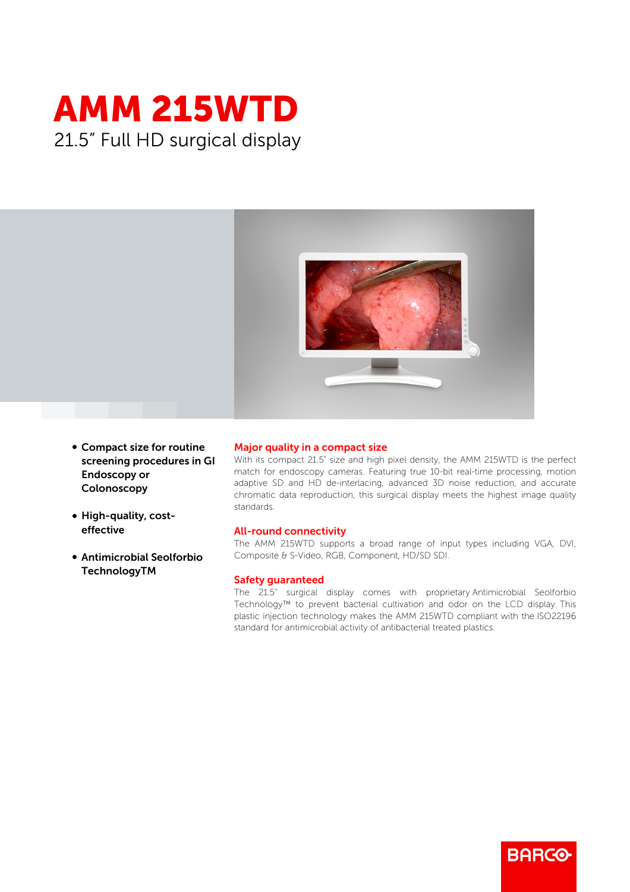# AMM 215WTD

21.5" Full HD surgical display

- **Compact size for routine screening procedures in GI Endoscopy or Colonoscopy**
- **High-quality, cost-effective**
- **Antimicrobial Seolforbio TechnologyTM**

## Major quality in a compact size

With its compact 21.5" size and high pixel density, the AMM 215WTD is the perfect match for endoscopy cameras. Featuring true 10-bit real-time processing, motion adaptive SD and HD de-interlacing, advanced 3D noise reduction, and accurate chromatic data reproduction, this surgical display meets the highest image quality standards.

## All-round connectivity

The AMM 215WTD supports a broad range of input types including VGA, DVI, Composite & S-Video, RGB, Component, HD/SD SDI.

## Safety guaranteed

The 21.5" surgical display comes with proprietary Antimicrobial Seolforbio Technology™ to prevent bacterial cultivation and odor on the LCD display. This plastic injection technology makes the AMM 215WTD compliant with the ISO22196 standard for antimicrobial activity of antibacterial treated plastics.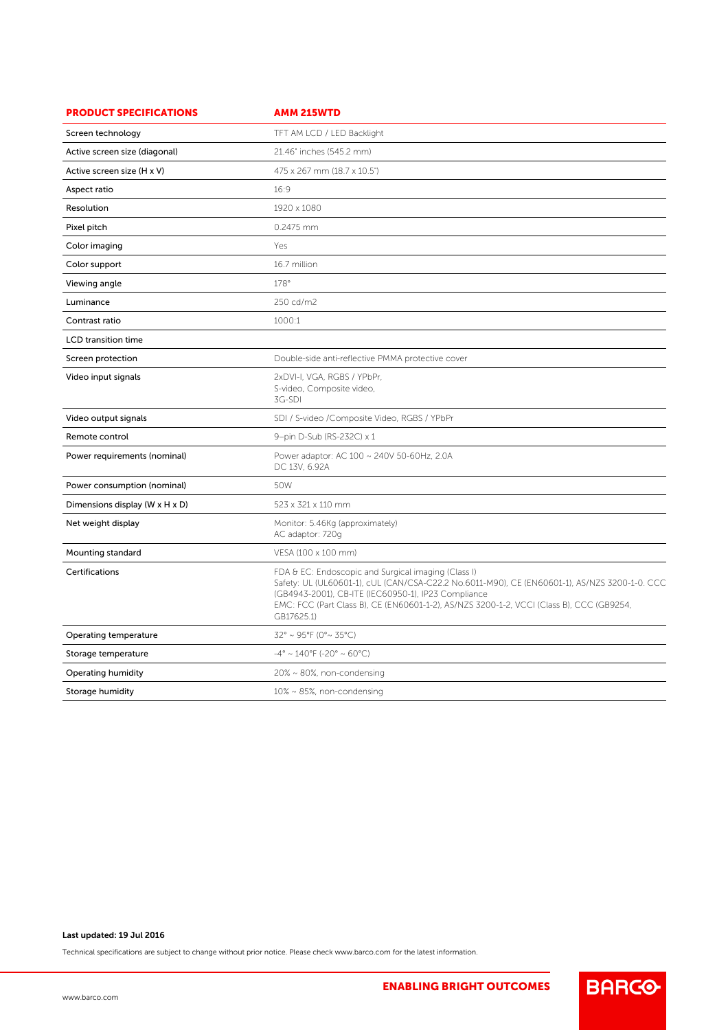| PRODUCT SPECIFICATIONS | AMM 215WTD |
|---|---|
| Screen technology | TFT AM LCD / LED Backlight |
| Active screen size (diagonal) | 21.46" inches (545.2 mm) |
| Active screen size (H x V) | 475 x 267 mm (18.7 x 10.5") |
| Aspect ratio | 16:9 |
| Resolution | 1920 x 1080 |
| Pixel pitch | 0.2475 mm |
| Color imaging | Yes |
| Color support | 16.7 million |
| Viewing angle | 178° |
| Luminance | 250 cd/m2 |
| Contrast ratio | 1000:1 |
| LCD transition time | |
| Screen protection | Double-side anti-reflective PMMA protective cover |
| Video input signals | 2xDVI-I, VGA, RGBS / YPbPr,<br>S-video, Composite video,<br>3G-SDI |
| Video output signals | SDI / S-video /Composite Video, RGBS / YPbPr |
| Remote control | 9–pin D-Sub (RS-232C) x 1 |
| Power requirements (nominal) | Power adaptor: AC 100 ~ 240V 50-60Hz, 2.0A<br>DC 13V, 6.92A |
| Power consumption (nominal) | 50W |
| Dimensions display (W x H x D) | 523 x 321 x 110 mm |
| Net weight display | Monitor: 5.46Kg (approximately)<br>AC adaptor: 720g |
| Mounting standard | VESA (100 x 100 mm) |
| Certifications | FDA & EC: Endoscopic and Surgical imaging (Class I)<br>Safety: UL (UL60601-1), cUL (CAN/CSA-C22.2 No.6011-M90), CE (EN60601-1), AS/NZS 3200-1-0. CCC (GB4943-2001), CB-ITE (IEC60950-1), IP23 Compliance<br>EMC: FCC (Part Class B), CE (EN60601-1-2), AS/NZS 3200-1-2, VCCI (Class B), CCC (GB9254, GB17625.1) |
| Operating temperature | 32° ~ 95°F (0°~ 35°C) |
| Storage temperature | -4° ~ 140°F (-20° ~ 60°C) |
| Operating humidity | 20% ~ 80%, non-condensing |
| Storage humidity | 10% ~ 85%, non-condensing |

**Last updated: 19 Jul 2016**

Technical specifications are subject to change without prior notice. Please check www.barco.com for the latest information.

**ENABLING BRIGHT OUTCOMES**

www.barco.com